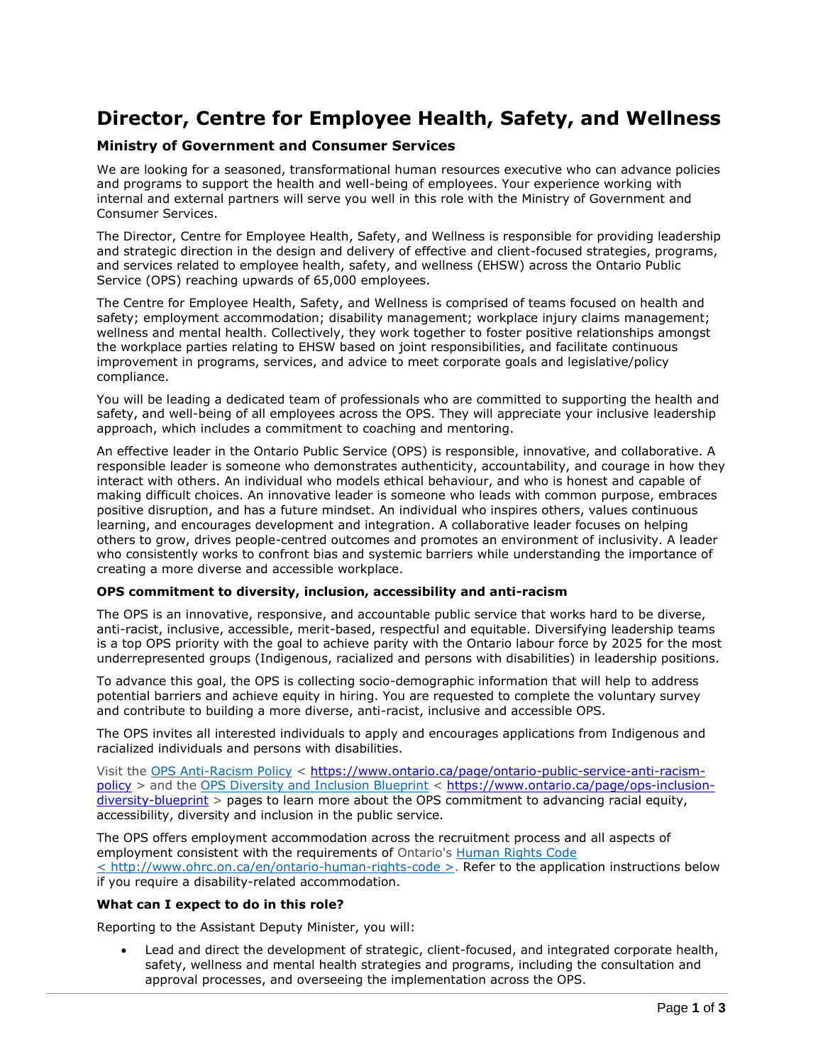# Director, Centre for Employee Health, Safety, and Wellness

### Ministry of Government and Consumer Services

We are looking for a seasoned, transformational human resources executive who can advance policies and programs to support the health and well-being of employees. Your experience working with internal and external partners will serve you well in this role with the Ministry of Government and Consumer Services.

The Director, Centre for Employee Health, Safety, and Wellness is responsible for providing leadership and strategic direction in the design and delivery of effective and client-focused strategies, programs, and services related to employee health, safety, and wellness (EHSW) across the Ontario Public Service (OPS) reaching upwards of 65,000 employees.

The Centre for Employee Health, Safety, and Wellness is comprised of teams focused on health and safety; employment accommodation; disability management; workplace injury claims management; wellness and mental health. Collectively, they work together to foster positive relationships amongst the workplace parties relating to EHSW based on joint responsibilities, and facilitate continuous improvement in programs, services, and advice to meet corporate goals and legislative/policy compliance.

You will be leading a dedicated team of professionals who are committed to supporting the health and safety, and well-being of all employees across the OPS. They will appreciate your inclusive leadership approach, which includes a commitment to coaching and mentoring.

An effective leader in the Ontario Public Service (OPS) is responsible, innovative, and collaborative. A responsible leader is someone who demonstrates authenticity, accountability, and courage in how they interact with others. An individual who models ethical behaviour, and who is honest and capable of making difficult choices. An innovative leader is someone who leads with common purpose, embraces positive disruption, and has a future mindset. An individual who inspires others, values continuous learning, and encourages development and integration. A collaborative leader focuses on helping others to grow, drives people-centred outcomes and promotes an environment of inclusivity. A leader who consistently works to confront bias and systemic barriers while understanding the importance of creating a more diverse and accessible workplace.

**OPS commitment to diversity, inclusion, accessibility and anti-racism**

The OPS is an innovative, responsive, and accountable public service that works hard to be diverse, anti-racist, inclusive, accessible, merit-based, respectful and equitable. Diversifying leadership teams is a top OPS priority with the goal to achieve parity with the Ontario labour force by 2025 for the most underrepresented groups (Indigenous, racialized and persons with disabilities) in leadership positions.

To advance this goal, the OPS is collecting socio-demographic information that will help to address potential barriers and achieve equity in hiring. You are requested to complete the voluntary survey and contribute to building a more diverse, anti-racist, inclusive and accessible OPS.

The OPS invites all interested individuals to apply and encourages applications from Indigenous and racialized individuals and persons with disabilities.

Visit the OPS Anti-Racism Policy < https://www.ontario.ca/page/ontario-public-service-anti-racism-policy > and the OPS Diversity and Inclusion Blueprint < https://www.ontario.ca/page/ops-inclusion-diversity-blueprint > pages to learn more about the OPS commitment to advancing racial equity, accessibility, diversity and inclusion in the public service.

The OPS offers employment accommodation across the recruitment process and all aspects of employment consistent with the requirements of Ontario's Human Rights Code < http://www.ohrc.on.ca/en/ontario-human-rights-code >. Refer to the application instructions below if you require a disability-related accommodation.

**What can I expect to do in this role?**

Reporting to the Assistant Deputy Minister, you will:

- Lead and direct the development of strategic, client-focused, and integrated corporate health, safety, wellness and mental health strategies and programs, including the consultation and approval processes, and overseeing the implementation across the OPS.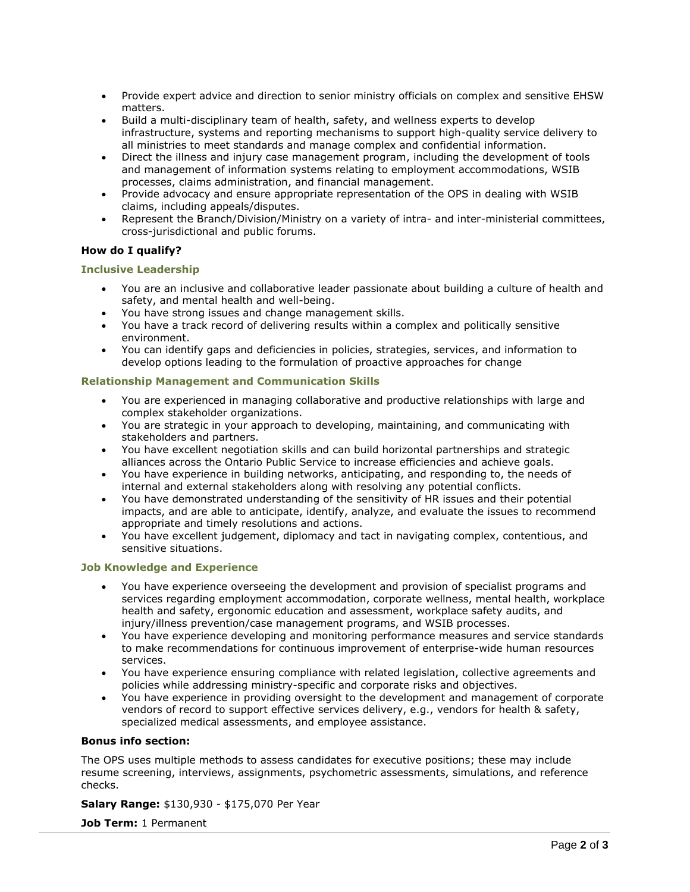- Provide expert advice and direction to senior ministry officials on complex and sensitive EHSW matters.
- Build a multi-disciplinary team of health, safety, and wellness experts to develop infrastructure, systems and reporting mechanisms to support high-quality service delivery to all ministries to meet standards and manage complex and confidential information.
- Direct the illness and injury case management program, including the development of tools and management of information systems relating to employment accommodations, WSIB processes, claims administration, and financial management.
- Provide advocacy and ensure appropriate representation of the OPS in dealing with WSIB claims, including appeals/disputes.
- Represent the Branch/Division/Ministry on a variety of intra- and inter-ministerial committees, cross-jurisdictional and public forums.

**How do I qualify?**

**Inclusive Leadership**

- You are an inclusive and collaborative leader passionate about building a culture of health and safety, and mental health and well-being.
- You have strong issues and change management skills.
- You have a track record of delivering results within a complex and politically sensitive environment.
- You can identify gaps and deficiencies in policies, strategies, services, and information to develop options leading to the formulation of proactive approaches for change

**Relationship Management and Communication Skills**

- You are experienced in managing collaborative and productive relationships with large and complex stakeholder organizations.
- You are strategic in your approach to developing, maintaining, and communicating with stakeholders and partners.
- You have excellent negotiation skills and can build horizontal partnerships and strategic alliances across the Ontario Public Service to increase efficiencies and achieve goals.
- You have experience in building networks, anticipating, and responding to, the needs of internal and external stakeholders along with resolving any potential conflicts.
- You have demonstrated understanding of the sensitivity of HR issues and their potential impacts, and are able to anticipate, identify, analyze, and evaluate the issues to recommend appropriate and timely resolutions and actions.
- You have excellent judgement, diplomacy and tact in navigating complex, contentious, and sensitive situations.

**Job Knowledge and Experience**

- You have experience overseeing the development and provision of specialist programs and services regarding employment accommodation, corporate wellness, mental health, workplace health and safety, ergonomic education and assessment, workplace safety audits, and injury/illness prevention/case management programs, and WSIB processes.
- You have experience developing and monitoring performance measures and service standards to make recommendations for continuous improvement of enterprise-wide human resources services.
- You have experience ensuring compliance with related legislation, collective agreements and policies while addressing ministry-specific and corporate risks and objectives.
- You have experience in providing oversight to the development and management of corporate vendors of record to support effective services delivery, e.g., vendors for health & safety, specialized medical assessments, and employee assistance.

**Bonus info section:**

The OPS uses multiple methods to assess candidates for executive positions; these may include resume screening, interviews, assignments, psychometric assessments, simulations, and reference checks.

**Salary Range:** $130,930 - $175,070 Per Year

**Job Term:** 1 Permanent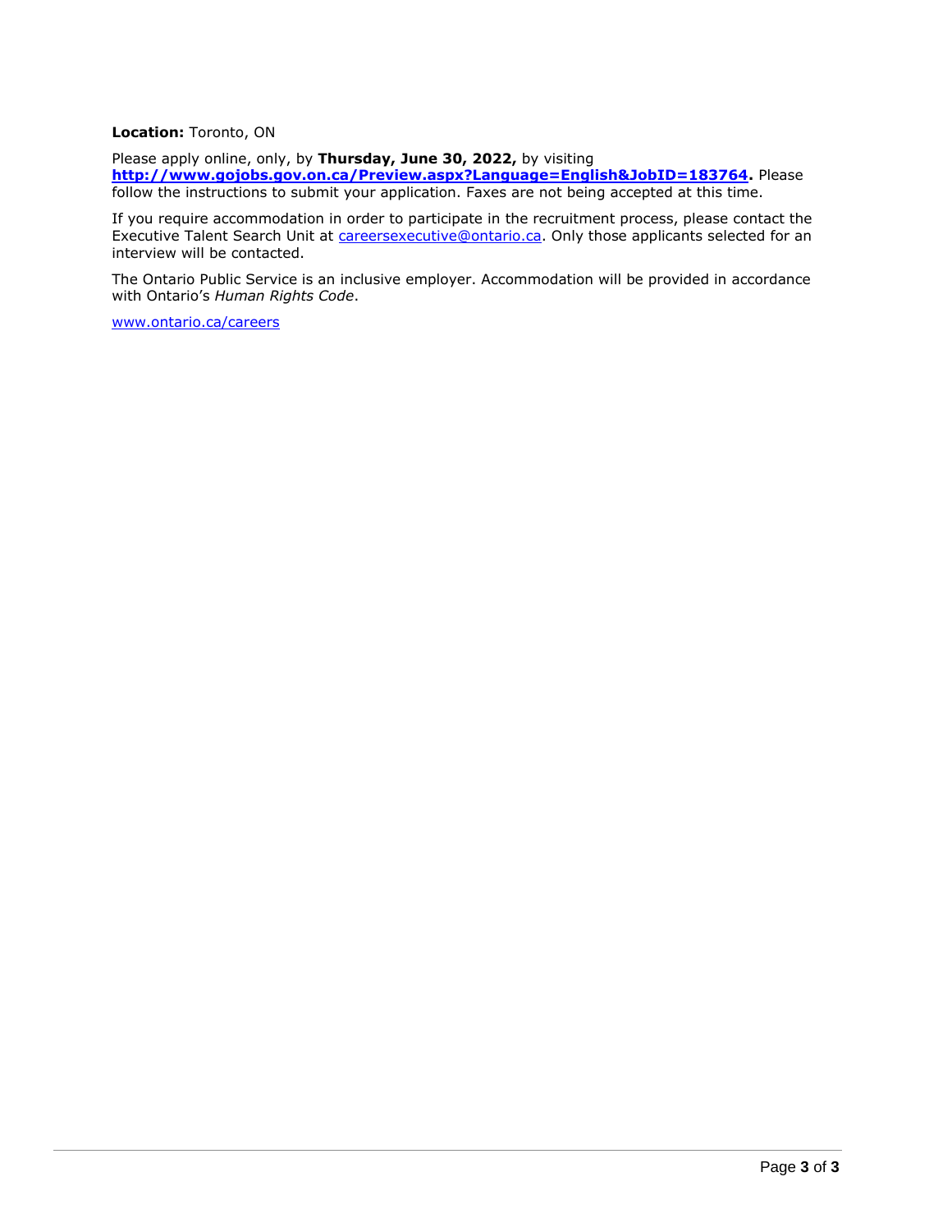**Location:** Toronto, ON

Please apply online, only, by **Thursday, June 30, 2022,** by visiting **[http://www.gojobs.gov.on.ca/Preview.aspx?Language=English&JobID=183764](http://www.gojobs.gov.on.ca/Preview.aspx?Language=English&JobID=183764).** Please follow the instructions to submit your application. Faxes are not being accepted at this time.

If you require accommodation in order to participate in the recruitment process, please contact the Executive Talent Search Unit at [careersexecutive@ontario.ca](mailto:careersexecutive@ontario.ca). Only those applicants selected for an interview will be contacted.

The Ontario Public Service is an inclusive employer. Accommodation will be provided in accordance with Ontario's *Human Rights Code*.

[www.ontario.ca/careers](http://www.ontario.ca/careers)